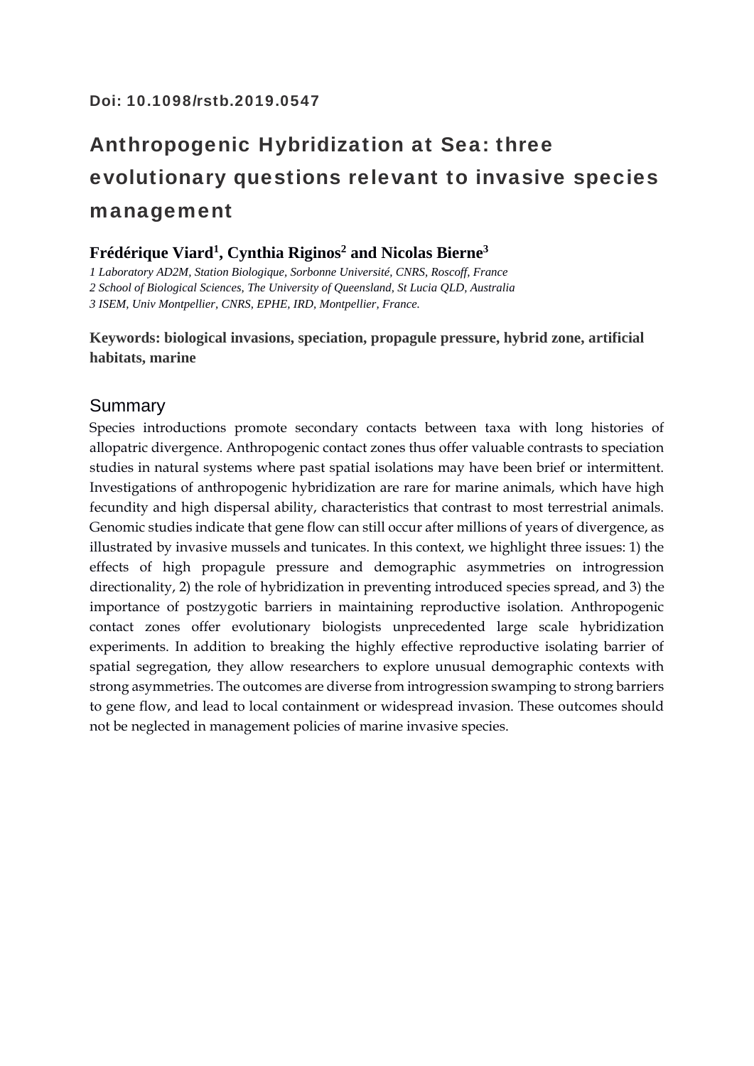**Doi: 10.1098/rstb.2019.0547**

# Anthropogenic Hybridization at Sea: three evolutionary questions relevant to invasive species management

**Frédérique Viard[1], Cynthia Riginos[2] and Nicolas Bierne[3]**

*1 Laboratory AD2M, Station Biologique, Sorbonne Université, CNRS, Roscoff, France*
*2 School of Biological Sciences, The University of Queensland, St Lucia QLD, Australia*
*3 ISEM, Univ Montpellier, CNRS, EPHE, IRD, Montpellier, France.*

**Keywords: biological invasions, speciation, propagule pressure, hybrid zone, artificial habitats, marine**

## Summary

Species introductions promote secondary contacts between taxa with long histories of allopatric divergence. Anthropogenic contact zones thus offer valuable contrasts to speciation studies in natural systems where past spatial isolations may have been brief or intermittent. Investigations of anthropogenic hybridization are rare for marine animals, which have high fecundity and high dispersal ability, characteristics that contrast to most terrestrial animals. Genomic studies indicate that gene flow can still occur after millions of years of divergence, as illustrated by invasive mussels and tunicates. In this context, we highlight three issues: 1) the effects of high propagule pressure and demographic asymmetries on introgression directionality, 2) the role of hybridization in preventing introduced species spread, and 3) the importance of postzygotic barriers in maintaining reproductive isolation. Anthropogenic contact zones offer evolutionary biologists unprecedented large scale hybridization experiments. In addition to breaking the highly effective reproductive isolating barrier of spatial segregation, they allow researchers to explore unusual demographic contexts with strong asymmetries. The outcomes are diverse from introgression swamping to strong barriers to gene flow, and lead to local containment or widespread invasion. These outcomes should not be neglected in management policies of marine invasive species.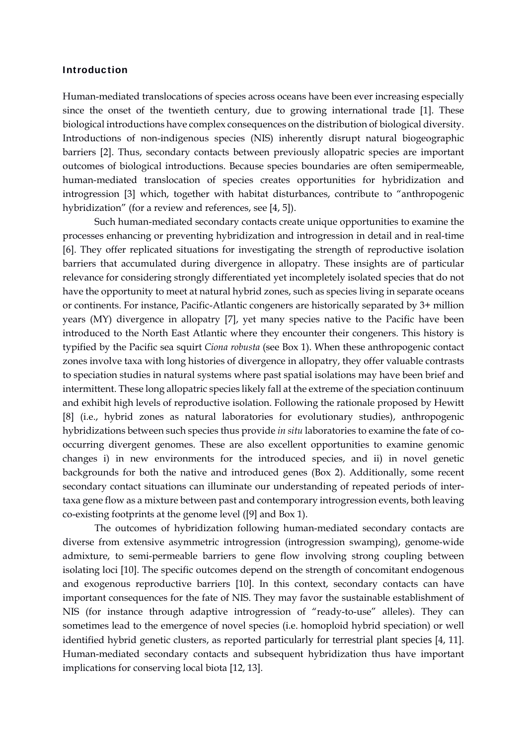## Introduction

Human-mediated translocations of species across oceans have been ever increasing especially since the onset of the twentieth century, due to growing international trade [1]. These biological introductions have complex consequences on the distribution of biological diversity. Introductions of non-indigenous species (NIS) inherently disrupt natural biogeographic barriers [2]. Thus, secondary contacts between previously allopatric species are important outcomes of biological introductions. Because species boundaries are often semipermeable, human-mediated translocation of species creates opportunities for hybridization and introgression [3] which, together with habitat disturbances, contribute to "anthropogenic hybridization" (for a review and references, see [4, 5]).

Such human-mediated secondary contacts create unique opportunities to examine the processes enhancing or preventing hybridization and introgression in detail and in real-time [6]. They offer replicated situations for investigating the strength of reproductive isolation barriers that accumulated during divergence in allopatry. These insights are of particular relevance for considering strongly differentiated yet incompletely isolated species that do not have the opportunity to meet at natural hybrid zones, such as species living in separate oceans or continents. For instance, Pacific-Atlantic congeners are historically separated by 3+ million years (MY) divergence in allopatry [7], yet many species native to the Pacific have been introduced to the North East Atlantic where they encounter their congeners. This history is typified by the Pacific sea squirt *Ciona robusta* (see Box 1). When these anthropogenic contact zones involve taxa with long histories of divergence in allopatry, they offer valuable contrasts to speciation studies in natural systems where past spatial isolations may have been brief and intermittent. These long allopatric species likely fall at the extreme of the speciation continuum and exhibit high levels of reproductive isolation. Following the rationale proposed by Hewitt [8] (i.e., hybrid zones as natural laboratories for evolutionary studies), anthropogenic hybridizations between such species thus provide *in situ* laboratories to examine the fate of co-occurring divergent genomes. These are also excellent opportunities to examine genomic changes i) in new environments for the introduced species, and ii) in novel genetic backgrounds for both the native and introduced genes (Box 2). Additionally, some recent secondary contact situations can illuminate our understanding of repeated periods of inter-taxa gene flow as a mixture between past and contemporary introgression events, both leaving co-existing footprints at the genome level ([9] and Box 1).

The outcomes of hybridization following human-mediated secondary contacts are diverse from extensive asymmetric introgression (introgression swamping), genome-wide admixture, to semi-permeable barriers to gene flow involving strong coupling between isolating loci [10]. The specific outcomes depend on the strength of concomitant endogenous and exogenous reproductive barriers [10]. In this context, secondary contacts can have important consequences for the fate of NIS. They may favor the sustainable establishment of NIS (for instance through adaptive introgression of "ready-to-use" alleles). They can sometimes lead to the emergence of novel species (i.e. homoploid hybrid speciation) or well identified hybrid genetic clusters, as reported particularly for terrestrial plant species [4, 11]. Human-mediated secondary contacts and subsequent hybridization thus have important implications for conserving local biota [12, 13].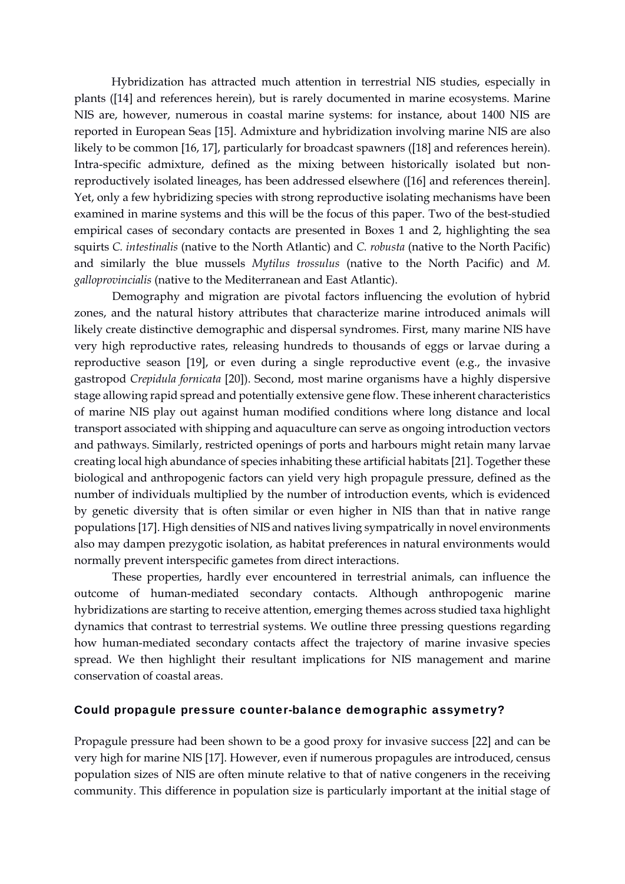Hybridization has attracted much attention in terrestrial NIS studies, especially in plants ([14] and references herein), but is rarely documented in marine ecosystems. Marine NIS are, however, numerous in coastal marine systems: for instance, about 1400 NIS are reported in European Seas [15]. Admixture and hybridization involving marine NIS are also likely to be common [16, 17], particularly for broadcast spawners ([18] and references herein). Intra-specific admixture, defined as the mixing between historically isolated but non-reproductively isolated lineages, has been addressed elsewhere ([16] and references therein]. Yet, only a few hybridizing species with strong reproductive isolating mechanisms have been examined in marine systems and this will be the focus of this paper. Two of the best-studied empirical cases of secondary contacts are presented in Boxes 1 and 2, highlighting the sea squirts *C. intestinalis* (native to the North Atlantic) and *C. robusta* (native to the North Pacific) and similarly the blue mussels *Mytilus trossulus* (native to the North Pacific) and *M. galloprovincialis* (native to the Mediterranean and East Atlantic).

Demography and migration are pivotal factors influencing the evolution of hybrid zones, and the natural history attributes that characterize marine introduced animals will likely create distinctive demographic and dispersal syndromes. First, many marine NIS have very high reproductive rates, releasing hundreds to thousands of eggs or larvae during a reproductive season [19], or even during a single reproductive event (e.g., the invasive gastropod *Crepidula fornicata* [20]). Second, most marine organisms have a highly dispersive stage allowing rapid spread and potentially extensive gene flow. These inherent characteristics of marine NIS play out against human modified conditions where long distance and local transport associated with shipping and aquaculture can serve as ongoing introduction vectors and pathways. Similarly, restricted openings of ports and harbours might retain many larvae creating local high abundance of species inhabiting these artificial habitats [21]. Together these biological and anthropogenic factors can yield very high propagule pressure, defined as the number of individuals multiplied by the number of introduction events, which is evidenced by genetic diversity that is often similar or even higher in NIS than that in native range populations [17]. High densities of NIS and natives living sympatrically in novel environments also may dampen prezygotic isolation, as habitat preferences in natural environments would normally prevent interspecific gametes from direct interactions.

These properties, hardly ever encountered in terrestrial animals, can influence the outcome of human-mediated secondary contacts. Although anthropogenic marine hybridizations are starting to receive attention, emerging themes across studied taxa highlight dynamics that contrast to terrestrial systems. We outline three pressing questions regarding how human-mediated secondary contacts affect the trajectory of marine invasive species spread. We then highlight their resultant implications for NIS management and marine conservation of coastal areas.

## Could propagule pressure counter-balance demographic assymetry?

Propagule pressure had been shown to be a good proxy for invasive success [22] and can be very high for marine NIS [17]. However, even if numerous propagules are introduced, census population sizes of NIS are often minute relative to that of native congeners in the receiving community. This difference in population size is particularly important at the initial stage of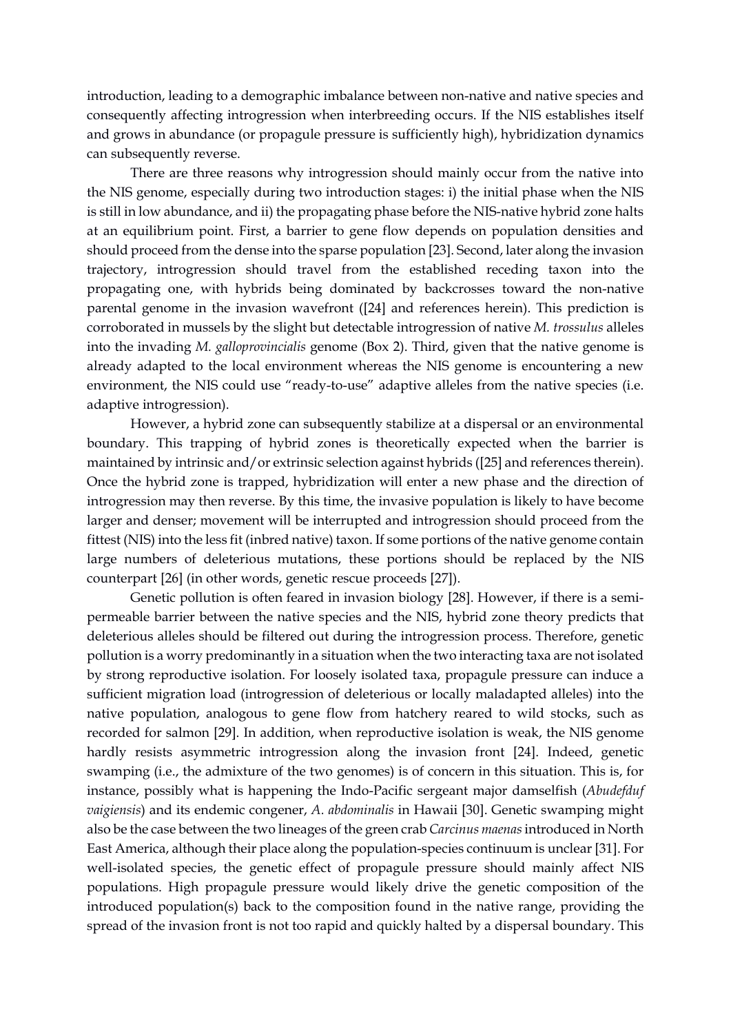introduction, leading to a demographic imbalance between non-native and native species and consequently affecting introgression when interbreeding occurs. If the NIS establishes itself and grows in abundance (or propagule pressure is sufficiently high), hybridization dynamics can subsequently reverse.

There are three reasons why introgression should mainly occur from the native into the NIS genome, especially during two introduction stages: i) the initial phase when the NIS is still in low abundance, and ii) the propagating phase before the NIS-native hybrid zone halts at an equilibrium point. First, a barrier to gene flow depends on population densities and should proceed from the dense into the sparse population [23]. Second, later along the invasion trajectory, introgression should travel from the established receding taxon into the propagating one, with hybrids being dominated by backcrosses toward the non-native parental genome in the invasion wavefront ([24] and references herein). This prediction is corroborated in mussels by the slight but detectable introgression of native *M. trossulus* alleles into the invading *M. galloprovincialis* genome (Box 2). Third, given that the native genome is already adapted to the local environment whereas the NIS genome is encountering a new environment, the NIS could use "ready-to-use" adaptive alleles from the native species (i.e. adaptive introgression).

However, a hybrid zone can subsequently stabilize at a dispersal or an environmental boundary. This trapping of hybrid zones is theoretically expected when the barrier is maintained by intrinsic and/or extrinsic selection against hybrids ([25] and references therein). Once the hybrid zone is trapped, hybridization will enter a new phase and the direction of introgression may then reverse. By this time, the invasive population is likely to have become larger and denser; movement will be interrupted and introgression should proceed from the fittest (NIS) into the less fit (inbred native) taxon. If some portions of the native genome contain large numbers of deleterious mutations, these portions should be replaced by the NIS counterpart [26] (in other words, genetic rescue proceeds [27]).

Genetic pollution is often feared in invasion biology [28]. However, if there is a semi-permeable barrier between the native species and the NIS, hybrid zone theory predicts that deleterious alleles should be filtered out during the introgression process. Therefore, genetic pollution is a worry predominantly in a situation when the two interacting taxa are not isolated by strong reproductive isolation. For loosely isolated taxa, propagule pressure can induce a sufficient migration load (introgression of deleterious or locally maladapted alleles) into the native population, analogous to gene flow from hatchery reared to wild stocks, such as recorded for salmon [29]. In addition, when reproductive isolation is weak, the NIS genome hardly resists asymmetric introgression along the invasion front [24]. Indeed, genetic swamping (i.e., the admixture of the two genomes) is of concern in this situation. This is, for instance, possibly what is happening the Indo-Pacific sergeant major damselfish (*Abudefduf vaigiensis*) and its endemic congener, *A. abdominalis* in Hawaii [30]. Genetic swamping might also be the case between the two lineages of the green crab *Carcinus maenas* introduced in North East America, although their place along the population-species continuum is unclear [31]. For well-isolated species, the genetic effect of propagule pressure should mainly affect NIS populations. High propagule pressure would likely drive the genetic composition of the introduced population(s) back to the composition found in the native range, providing the spread of the invasion front is not too rapid and quickly halted by a dispersal boundary. This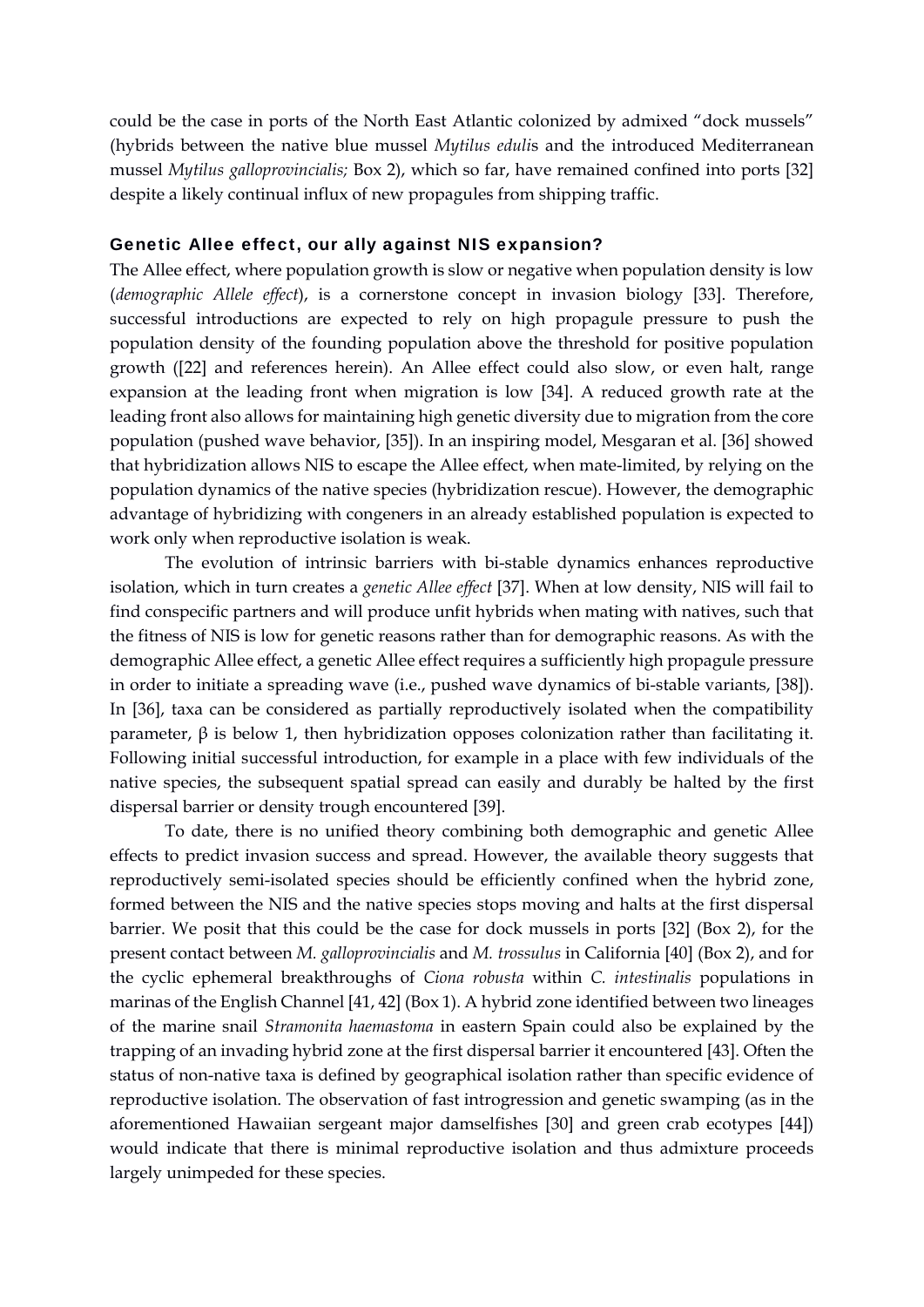could be the case in ports of the North East Atlantic colonized by admixed "dock mussels" (hybrids between the native blue mussel *Mytilus edulis* and the introduced Mediterranean mussel *Mytilus galloprovincialis;* Box 2), which so far, have remained confined into ports [32] despite a likely continual influx of new propagules from shipping traffic.

### Genetic Allee effect, our ally against NIS expansion?

The Allee effect, where population growth is slow or negative when population density is low (*demographic Allele effect*), is a cornerstone concept in invasion biology [33]. Therefore, successful introductions are expected to rely on high propagule pressure to push the population density of the founding population above the threshold for positive population growth ([22] and references herein). An Allee effect could also slow, or even halt, range expansion at the leading front when migration is low [34]. A reduced growth rate at the leading front also allows for maintaining high genetic diversity due to migration from the core population (pushed wave behavior, [35]). In an inspiring model, Mesgaran et al. [36] showed that hybridization allows NIS to escape the Allee effect, when mate-limited, by relying on the population dynamics of the native species (hybridization rescue). However, the demographic advantage of hybridizing with congeners in an already established population is expected to work only when reproductive isolation is weak.

The evolution of intrinsic barriers with bi-stable dynamics enhances reproductive isolation, which in turn creates a *genetic Allee effect* [37]. When at low density, NIS will fail to find conspecific partners and will produce unfit hybrids when mating with natives, such that the fitness of NIS is low for genetic reasons rather than for demographic reasons. As with the demographic Allee effect, a genetic Allee effect requires a sufficiently high propagule pressure in order to initiate a spreading wave (i.e., pushed wave dynamics of bi-stable variants, [38]). In [36], taxa can be considered as partially reproductively isolated when the compatibility parameter, $\beta$ is below 1, then hybridization opposes colonization rather than facilitating it. Following initial successful introduction, for example in a place with few individuals of the native species, the subsequent spatial spread can easily and durably be halted by the first dispersal barrier or density trough encountered [39].

To date, there is no unified theory combining both demographic and genetic Allee effects to predict invasion success and spread. However, the available theory suggests that reproductively semi-isolated species should be efficiently confined when the hybrid zone, formed between the NIS and the native species stops moving and halts at the first dispersal barrier. We posit that this could be the case for dock mussels in ports [32] (Box 2), for the present contact between *M. galloprovincialis* and *M. trossulus* in California [40] (Box 2), and for the cyclic ephemeral breakthroughs of *Ciona robusta* within *C. intestinalis* populations in marinas of the English Channel [41, 42] (Box 1). A hybrid zone identified between two lineages of the marine snail *Stramonita haemastoma* in eastern Spain could also be explained by the trapping of an invading hybrid zone at the first dispersal barrier it encountered [43]. Often the status of non-native taxa is defined by geographical isolation rather than specific evidence of reproductive isolation. The observation of fast introgression and genetic swamping (as in the aforementioned Hawaiian sergeant major damselfishes [30] and green crab ecotypes [44]) would indicate that there is minimal reproductive isolation and thus admixture proceeds largely unimpeded for these species.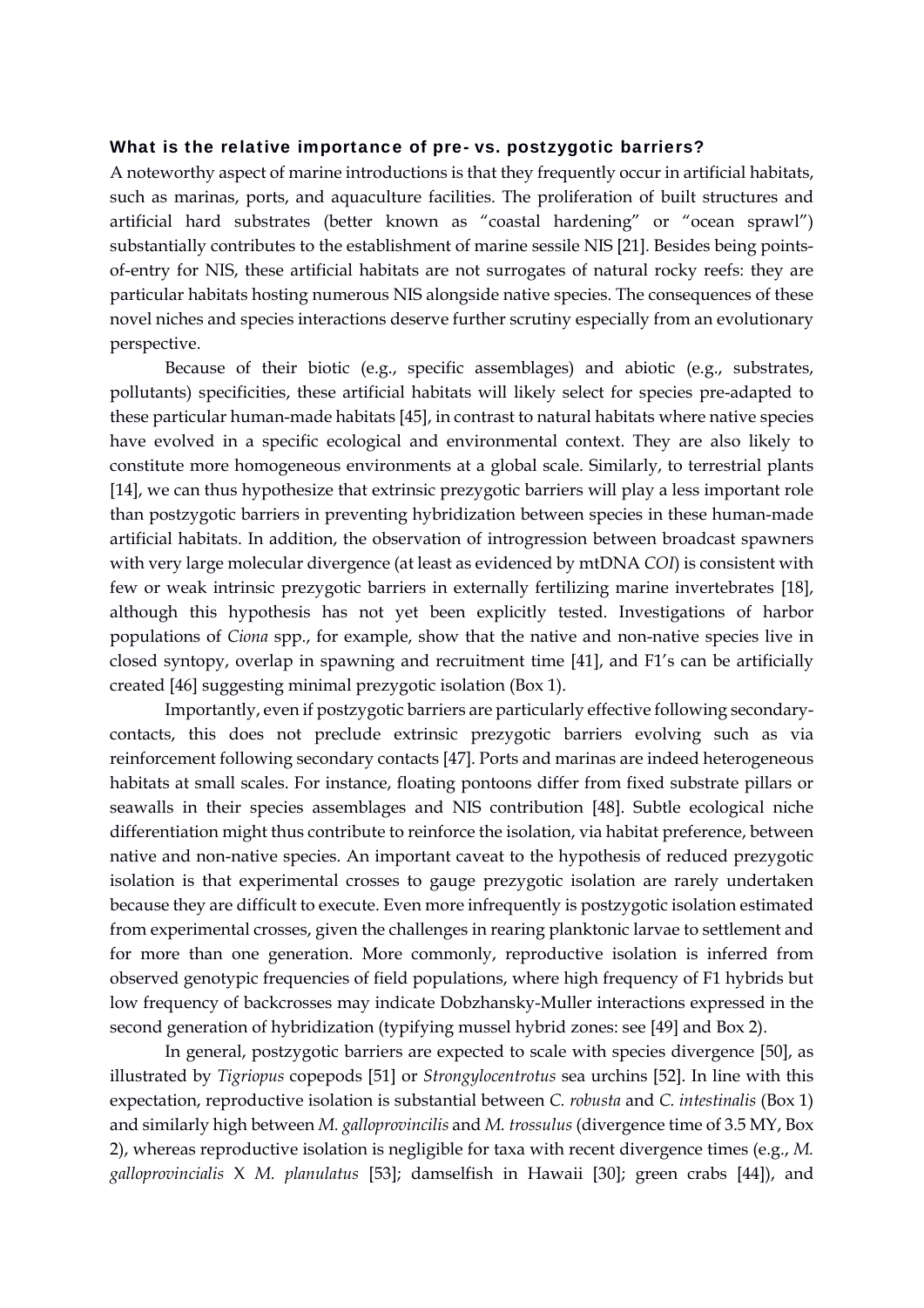### What is the relative importance of pre- vs. postzygotic barriers?

A noteworthy aspect of marine introductions is that they frequently occur in artificial habitats, such as marinas, ports, and aquaculture facilities. The proliferation of built structures and artificial hard substrates (better known as "coastal hardening" or "ocean sprawl") substantially contributes to the establishment of marine sessile NIS [21]. Besides being points-of-entry for NIS, these artificial habitats are not surrogates of natural rocky reefs: they are particular habitats hosting numerous NIS alongside native species. The consequences of these novel niches and species interactions deserve further scrutiny especially from an evolutionary perspective.

Because of their biotic (e.g., specific assemblages) and abiotic (e.g., substrates, pollutants) specificities, these artificial habitats will likely select for species pre-adapted to these particular human-made habitats [45], in contrast to natural habitats where native species have evolved in a specific ecological and environmental context. They are also likely to constitute more homogeneous environments at a global scale. Similarly, to terrestrial plants [14], we can thus hypothesize that extrinsic prezygotic barriers will play a less important role than postzygotic barriers in preventing hybridization between species in these human-made artificial habitats. In addition, the observation of introgression between broadcast spawners with very large molecular divergence (at least as evidenced by mtDNA *COI*) is consistent with few or weak intrinsic prezygotic barriers in externally fertilizing marine invertebrates [18], although this hypothesis has not yet been explicitly tested. Investigations of harbor populations of *Ciona* spp., for example, show that the native and non-native species live in closed syntopy, overlap in spawning and recruitment time [41], and F1's can be artificially created [46] suggesting minimal prezygotic isolation (Box 1).

Importantly, even if postzygotic barriers are particularly effective following secondary-contacts, this does not preclude extrinsic prezygotic barriers evolving such as via reinforcement following secondary contacts [47]. Ports and marinas are indeed heterogeneous habitats at small scales. For instance, floating pontoons differ from fixed substrate pillars or seawalls in their species assemblages and NIS contribution [48]. Subtle ecological niche differentiation might thus contribute to reinforce the isolation, via habitat preference, between native and non-native species. An important caveat to the hypothesis of reduced prezygotic isolation is that experimental crosses to gauge prezygotic isolation are rarely undertaken because they are difficult to execute. Even more infrequently is postzygotic isolation estimated from experimental crosses, given the challenges in rearing planktonic larvae to settlement and for more than one generation. More commonly, reproductive isolation is inferred from observed genotypic frequencies of field populations, where high frequency of F1 hybrids but low frequency of backcrosses may indicate Dobzhansky-Muller interactions expressed in the second generation of hybridization (typifying mussel hybrid zones: see [49] and Box 2).

In general, postzygotic barriers are expected to scale with species divergence [50], as illustrated by *Tigriopus* copepods [51] or *Strongylocentrotus* sea urchins [52]. In line with this expectation, reproductive isolation is substantial between *C. robusta* and *C. intestinalis* (Box 1) and similarly high between *M. galloprovincilis* and *M. trossulus* (divergence time of 3.5 MY, Box 2), whereas reproductive isolation is negligible for taxa with recent divergence times (e.g., *M. galloprovincialis* X *M. planulatus* [53]; damselfish in Hawaii [30]; green crabs [44]), and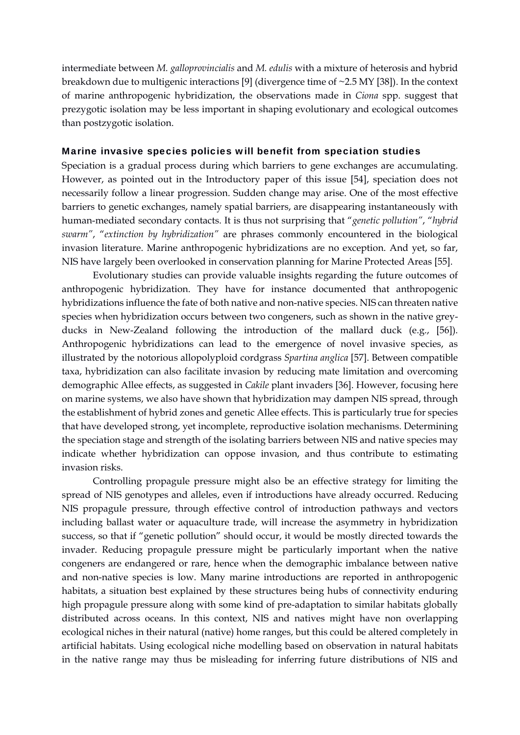intermediate between *M. galloprovincialis* and *M. edulis* with a mixture of heterosis and hybrid breakdown due to multigenic interactions [9] (divergence time of ~2.5 MY [38]). In the context of marine anthropogenic hybridization, the observations made in *Ciona* spp. suggest that prezygotic isolation may be less important in shaping evolutionary and ecological outcomes than postzygotic isolation.

## Marine invasive species policies will benefit from speciation studies

Speciation is a gradual process during which barriers to gene exchanges are accumulating. However, as pointed out in the Introductory paper of this issue [54], speciation does not necessarily follow a linear progression. Sudden change may arise. One of the most effective barriers to genetic exchanges, namely spatial barriers, are disappearing instantaneously with human-mediated secondary contacts. It is thus not surprising that "*genetic pollution*", "*hybrid swarm*", "*extinction by hybridization*" are phrases commonly encountered in the biological invasion literature. Marine anthropogenic hybridizations are no exception. And yet, so far, NIS have largely been overlooked in conservation planning for Marine Protected Areas [55].

Evolutionary studies can provide valuable insights regarding the future outcomes of anthropogenic hybridization. They have for instance documented that anthropogenic hybridizations influence the fate of both native and non-native species. NIS can threaten native species when hybridization occurs between two congeners, such as shown in the native grey-ducks in New-Zealand following the introduction of the mallard duck (e.g., [56]). Anthropogenic hybridizations can lead to the emergence of novel invasive species, as illustrated by the notorious allopolyploid cordgrass *Spartina anglica* [57]. Between compatible taxa, hybridization can also facilitate invasion by reducing mate limitation and overcoming demographic Allee effects, as suggested in *Cakile* plant invaders [36]. However, focusing here on marine systems, we also have shown that hybridization may dampen NIS spread, through the establishment of hybrid zones and genetic Allee effects. This is particularly true for species that have developed strong, yet incomplete, reproductive isolation mechanisms. Determining the speciation stage and strength of the isolating barriers between NIS and native species may indicate whether hybridization can oppose invasion, and thus contribute to estimating invasion risks.

Controlling propagule pressure might also be an effective strategy for limiting the spread of NIS genotypes and alleles, even if introductions have already occurred. Reducing NIS propagule pressure, through effective control of introduction pathways and vectors including ballast water or aquaculture trade, will increase the asymmetry in hybridization success, so that if "genetic pollution" should occur, it would be mostly directed towards the invader. Reducing propagule pressure might be particularly important when the native congeners are endangered or rare, hence when the demographic imbalance between native and non-native species is low. Many marine introductions are reported in anthropogenic habitats, a situation best explained by these structures being hubs of connectivity enduring high propagule pressure along with some kind of pre-adaptation to similar habitats globally distributed across oceans. In this context, NIS and natives might have non overlapping ecological niches in their natural (native) home ranges, but this could be altered completely in artificial habitats. Using ecological niche modelling based on observation in natural habitats in the native range may thus be misleading for inferring future distributions of NIS and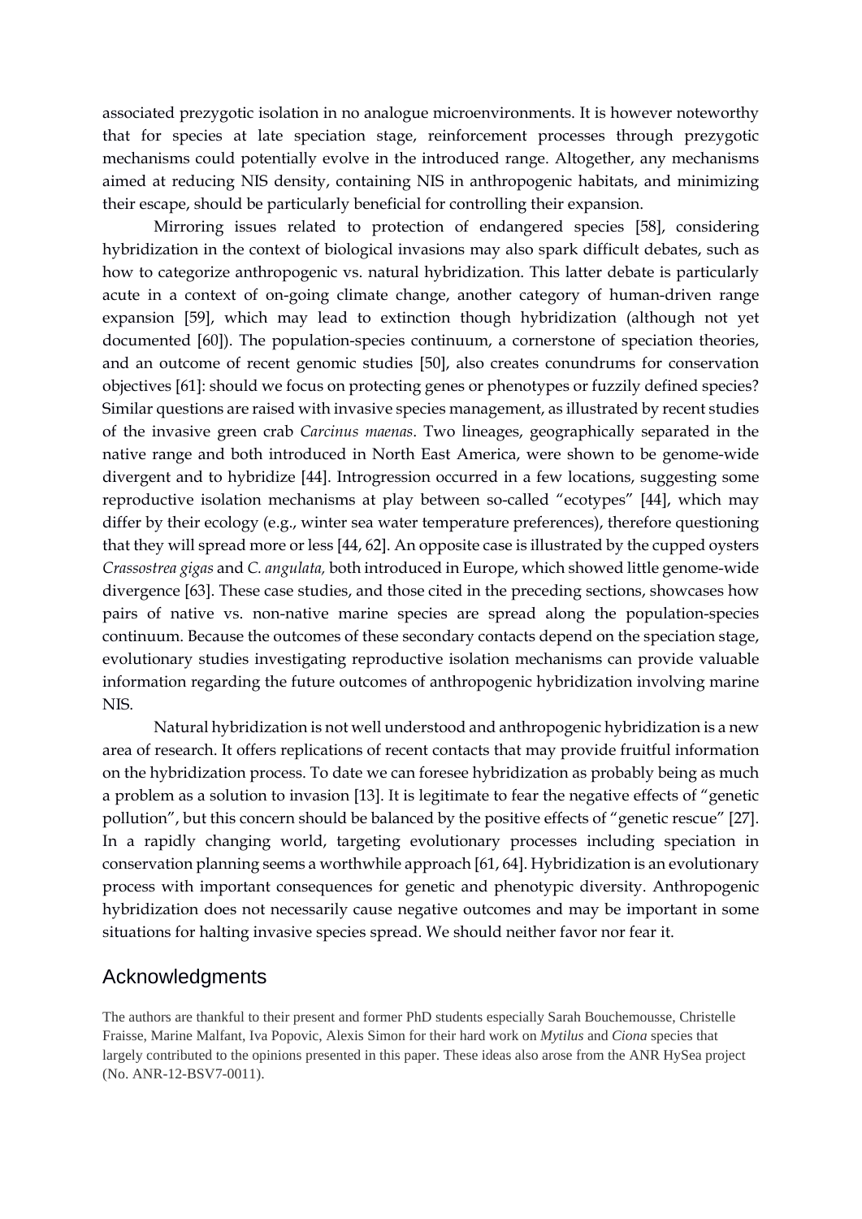associated prezygotic isolation in no analogue microenvironments. It is however noteworthy that for species at late speciation stage, reinforcement processes through prezygotic mechanisms could potentially evolve in the introduced range. Altogether, any mechanisms aimed at reducing NIS density, containing NIS in anthropogenic habitats, and minimizing their escape, should be particularly beneficial for controlling their expansion.

Mirroring issues related to protection of endangered species [58], considering hybridization in the context of biological invasions may also spark difficult debates, such as how to categorize anthropogenic vs. natural hybridization. This latter debate is particularly acute in a context of on-going climate change, another category of human-driven range expansion [59], which may lead to extinction though hybridization (although not yet documented [60]). The population-species continuum, a cornerstone of speciation theories, and an outcome of recent genomic studies [50], also creates conundrums for conservation objectives [61]: should we focus on protecting genes or phenotypes or fuzzily defined species? Similar questions are raised with invasive species management, as illustrated by recent studies of the invasive green crab *Carcinus maenas*. Two lineages, geographically separated in the native range and both introduced in North East America, were shown to be genome-wide divergent and to hybridize [44]. Introgression occurred in a few locations, suggesting some reproductive isolation mechanisms at play between so-called "ecotypes" [44], which may differ by their ecology (e.g., winter sea water temperature preferences), therefore questioning that they will spread more or less [44, 62]. An opposite case is illustrated by the cupped oysters *Crassostrea gigas* and *C. angulata,* both introduced in Europe, which showed little genome-wide divergence [63]. These case studies, and those cited in the preceding sections, showcases how pairs of native vs. non-native marine species are spread along the population-species continuum. Because the outcomes of these secondary contacts depend on the speciation stage, evolutionary studies investigating reproductive isolation mechanisms can provide valuable information regarding the future outcomes of anthropogenic hybridization involving marine NIS.

Natural hybridization is not well understood and anthropogenic hybridization is a new area of research. It offers replications of recent contacts that may provide fruitful information on the hybridization process. To date we can foresee hybridization as probably being as much a problem as a solution to invasion [13]. It is legitimate to fear the negative effects of "genetic pollution", but this concern should be balanced by the positive effects of "genetic rescue" [27]. In a rapidly changing world, targeting evolutionary processes including speciation in conservation planning seems a worthwhile approach [61, 64]. Hybridization is an evolutionary process with important consequences for genetic and phenotypic diversity. Anthropogenic hybridization does not necessarily cause negative outcomes and may be important in some situations for halting invasive species spread. We should neither favor nor fear it.

## Acknowledgments

The authors are thankful to their present and former PhD students especially Sarah Bouchemousse, Christelle Fraisse, Marine Malfant, Iva Popovic, Alexis Simon for their hard work on *Mytilus* and *Ciona* species that largely contributed to the opinions presented in this paper. These ideas also arose from the ANR HySea project (No. ANR-12-BSV7-0011).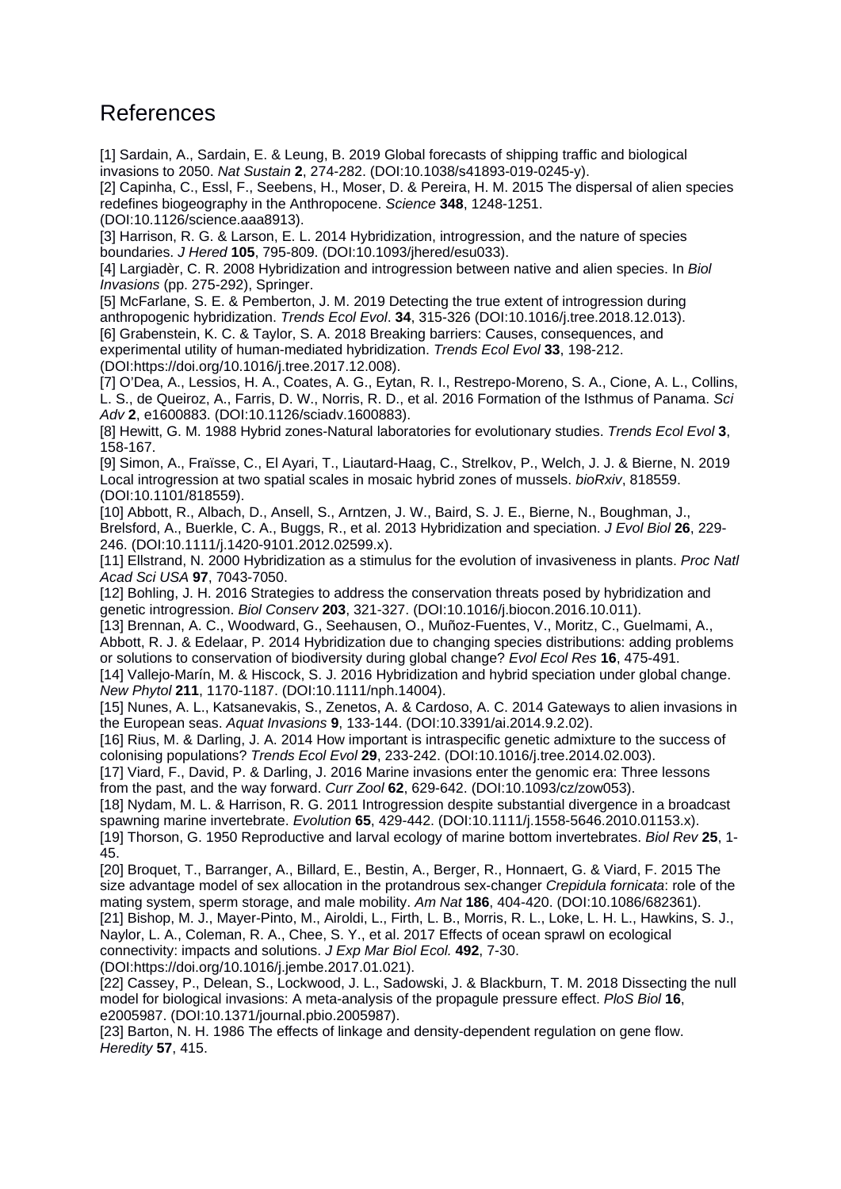# References

[1] Sardain, A., Sardain, E. & Leung, B. 2019 Global forecasts of shipping traffic and biological invasions to 2050. *Nat Sustain* **2**, 274-282. (DOI:10.1038/s41893-019-0245-y).

[2] Capinha, C., Essl, F., Seebens, H., Moser, D. & Pereira, H. M. 2015 The dispersal of alien species redefines biogeography in the Anthropocene. *Science* **348**, 1248-1251. (DOI:10.1126/science.aaa8913).

[3] Harrison, R. G. & Larson, E. L. 2014 Hybridization, introgression, and the nature of species boundaries. *J Hered* **105**, 795-809. (DOI:10.1093/jhered/esu033).

[4] Largiadèr, C. R. 2008 Hybridization and introgression between native and alien species. In *Biol Invasions* (pp. 275-292), Springer.

[5] McFarlane, S. E. & Pemberton, J. M. 2019 Detecting the true extent of introgression during anthropogenic hybridization. *Trends Ecol Evol*. **34**, 315-326 (DOI:10.1016/j.tree.2018.12.013).

[6] Grabenstein, K. C. & Taylor, S. A. 2018 Breaking barriers: Causes, consequences, and experimental utility of human-mediated hybridization. *Trends Ecol Evol* **33**, 198-212. (DOI:https://doi.org/10.1016/j.tree.2017.12.008).

[7] O'Dea, A., Lessios, H. A., Coates, A. G., Eytan, R. I., Restrepo-Moreno, S. A., Cione, A. L., Collins, L. S., de Queiroz, A., Farris, D. W., Norris, R. D., et al. 2016 Formation of the Isthmus of Panama. *Sci Adv* **2**, e1600883. (DOI:10.1126/sciadv.1600883).

[8] Hewitt, G. M. 1988 Hybrid zones-Natural laboratories for evolutionary studies. *Trends Ecol Evol* **3**, 158-167.

[9] Simon, A., Fraïsse, C., El Ayari, T., Liautard-Haag, C., Strelkov, P., Welch, J. J. & Bierne, N. 2019 Local introgression at two spatial scales in mosaic hybrid zones of mussels. *bioRxiv*, 818559. (DOI:10.1101/818559).

[10] Abbott, R., Albach, D., Ansell, S., Arntzen, J. W., Baird, S. J. E., Bierne, N., Boughman, J., Brelsford, A., Buerkle, C. A., Buggs, R., et al. 2013 Hybridization and speciation. *J Evol Biol* **26**, 229-246. (DOI:10.1111/j.1420-9101.2012.02599.x).

[11] Ellstrand, N. 2000 Hybridization as a stimulus for the evolution of invasiveness in plants. *Proc Natl Acad Sci USA* **97**, 7043-7050.

[12] Bohling, J. H. 2016 Strategies to address the conservation threats posed by hybridization and genetic introgression. *Biol Conserv* **203**, 321-327. (DOI:10.1016/j.biocon.2016.10.011).

[13] Brennan, A. C., Woodward, G., Seehausen, O., Muñoz-Fuentes, V., Moritz, C., Guelmami, A., Abbott, R. J. & Edelaar, P. 2014 Hybridization due to changing species distributions: adding problems or solutions to conservation of biodiversity during global change? *Evol Ecol Res* **16**, 475-491.

[14] Vallejo-Marín, M. & Hiscock, S. J. 2016 Hybridization and hybrid speciation under global change. *New Phytol* **211**, 1170-1187. (DOI:10.1111/nph.14004).

[15] Nunes, A. L., Katsanevakis, S., Zenetos, A. & Cardoso, A. C. 2014 Gateways to alien invasions in the European seas. *Aquat Invasions* **9**, 133-144. (DOI:10.3391/ai.2014.9.2.02).

[16] Rius, M. & Darling, J. A. 2014 How important is intraspecific genetic admixture to the success of colonising populations? *Trends Ecol Evol* **29**, 233-242. (DOI:10.1016/j.tree.2014.02.003).

[17] Viard, F., David, P. & Darling, J. 2016 Marine invasions enter the genomic era: Three lessons from the past, and the way forward. *Curr Zool* **62**, 629-642. (DOI:10.1093/cz/zow053).

[18] Nydam, M. L. & Harrison, R. G. 2011 Introgression despite substantial divergence in a broadcast spawning marine invertebrate. *Evolution* **65**, 429-442. (DOI:10.1111/j.1558-5646.2010.01153.x).

[19] Thorson, G. 1950 Reproductive and larval ecology of marine bottom invertebrates. *Biol Rev* **25**, 1-45.

[20] Broquet, T., Barranger, A., Billard, E., Bestin, A., Berger, R., Honnaert, G. & Viard, F. 2015 The size advantage model of sex allocation in the protandrous sex-changer *Crepidula fornicata*: role of the mating system, sperm storage, and male mobility. *Am Nat* **186**, 404-420. (DOI:10.1086/682361).

[21] Bishop, M. J., Mayer-Pinto, M., Airoldi, L., Firth, L. B., Morris, R. L., Loke, L. H. L., Hawkins, S. J., Naylor, L. A., Coleman, R. A., Chee, S. Y., et al. 2017 Effects of ocean sprawl on ecological connectivity: impacts and solutions. *J Exp Mar Biol Ecol.* **492**, 7-30. (DOI:https://doi.org/10.1016/j.jembe.2017.01.021).

[22] Cassey, P., Delean, S., Lockwood, J. L., Sadowski, J. & Blackburn, T. M. 2018 Dissecting the null model for biological invasions: A meta-analysis of the propagule pressure effect. *PloS Biol* **16**, e2005987. (DOI:10.1371/journal.pbio.2005987).

[23] Barton, N. H. 1986 The effects of linkage and density-dependent regulation on gene flow. *Heredity* **57**, 415.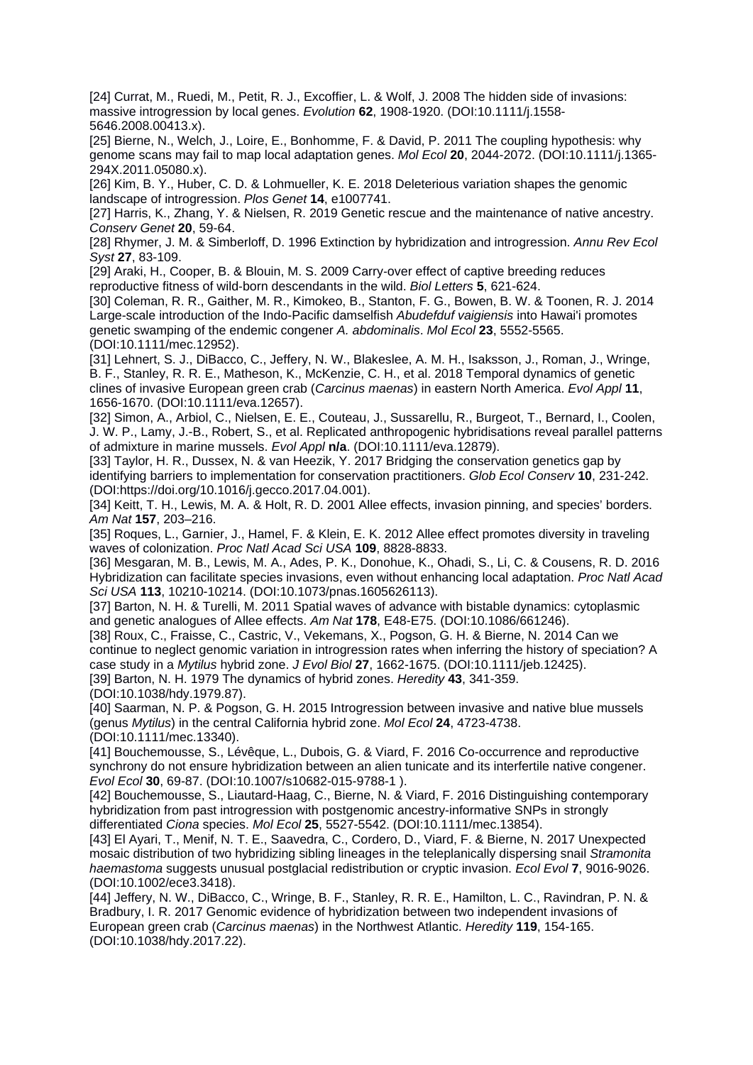[24] Currat, M., Ruedi, M., Petit, R. J., Excoffier, L. & Wolf, J. 2008 The hidden side of invasions: massive introgression by local genes. *Evolution* **62**, 1908-1920. (DOI:10.1111/j.1558-5646.2008.00413.x).

[25] Bierne, N., Welch, J., Loire, E., Bonhomme, F. & David, P. 2011 The coupling hypothesis: why genome scans may fail to map local adaptation genes. *Mol Ecol* **20**, 2044-2072. (DOI:10.1111/j.1365-294X.2011.05080.x).

[26] Kim, B. Y., Huber, C. D. & Lohmueller, K. E. 2018 Deleterious variation shapes the genomic landscape of introgression. *Plos Genet* **14**, e1007741.

[27] Harris, K., Zhang, Y. & Nielsen, R. 2019 Genetic rescue and the maintenance of native ancestry. *Conserv Genet* **20**, 59-64.

[28] Rhymer, J. M. & Simberloff, D. 1996 Extinction by hybridization and introgression. *Annu Rev Ecol Syst* **27**, 83-109.

[29] Araki, H., Cooper, B. & Blouin, M. S. 2009 Carry-over effect of captive breeding reduces reproductive fitness of wild-born descendants in the wild. *Biol Letters* **5**, 621-624.

[30] Coleman, R. R., Gaither, M. R., Kimokeo, B., Stanton, F. G., Bowen, B. W. & Toonen, R. J. 2014 Large-scale introduction of the Indo-Pacific damselfish *Abudefduf vaigiensis* into Hawai'i promotes genetic swamping of the endemic congener *A. abdominalis*. *Mol Ecol* **23**, 5552-5565. (DOI:10.1111/mec.12952).

[31] Lehnert, S. J., DiBacco, C., Jeffery, N. W., Blakeslee, A. M. H., Isaksson, J., Roman, J., Wringe, B. F., Stanley, R. R. E., Matheson, K., McKenzie, C. H., et al. 2018 Temporal dynamics of genetic clines of invasive European green crab (*Carcinus maenas*) in eastern North America. *Evol Appl* **11**, 1656-1670. (DOI:10.1111/eva.12657).

[32] Simon, A., Arbiol, C., Nielsen, E. E., Couteau, J., Sussarellu, R., Burgeot, T., Bernard, I., Coolen, J. W. P., Lamy, J.-B., Robert, S., et al. Replicated anthropogenic hybridisations reveal parallel patterns of admixture in marine mussels. *Evol Appl* **n/a**. (DOI:10.1111/eva.12879).

[33] Taylor, H. R., Dussex, N. & van Heezik, Y. 2017 Bridging the conservation genetics gap by identifying barriers to implementation for conservation practitioners. *Glob Ecol Conserv* **10**, 231-242. (DOI:https://doi.org/10.1016/j.gecco.2017.04.001).

[34] Keitt, T. H., Lewis, M. A. & Holt, R. D. 2001 Allee effects, invasion pinning, and species' borders. *Am Nat* **157**, 203–216.

[35] Roques, L., Garnier, J., Hamel, F. & Klein, E. K. 2012 Allee effect promotes diversity in traveling waves of colonization. *Proc Natl Acad Sci USA* **109**, 8828-8833.

[36] Mesgaran, M. B., Lewis, M. A., Ades, P. K., Donohue, K., Ohadi, S., Li, C. & Cousens, R. D. 2016 Hybridization can facilitate species invasions, even without enhancing local adaptation. *Proc Natl Acad Sci USA* **113**, 10210-10214. (DOI:10.1073/pnas.1605626113).

[37] Barton, N. H. & Turelli, M. 2011 Spatial waves of advance with bistable dynamics: cytoplasmic and genetic analogues of Allee effects. *Am Nat* **178**, E48-E75. (DOI:10.1086/661246).

[38] Roux, C., Fraisse, C., Castric, V., Vekemans, X., Pogson, G. H. & Bierne, N. 2014 Can we continue to neglect genomic variation in introgression rates when inferring the history of speciation? A case study in a *Mytilus* hybrid zone. *J Evol Biol* **27**, 1662-1675. (DOI:10.1111/jeb.12425).

[39] Barton, N. H. 1979 The dynamics of hybrid zones. *Heredity* **43**, 341-359. (DOI:10.1038/hdy.1979.87).

[40] Saarman, N. P. & Pogson, G. H. 2015 Introgression between invasive and native blue mussels (genus *Mytilus*) in the central California hybrid zone. *Mol Ecol* **24**, 4723-4738. (DOI:10.1111/mec.13340).

[41] Bouchemousse, S., Lévêque, L., Dubois, G. & Viard, F. 2016 Co-occurrence and reproductive synchrony do not ensure hybridization between an alien tunicate and its interfertile native congener. *Evol Ecol* **30**, 69-87. (DOI:10.1007/s10682-015-9788-1 ).

[42] Bouchemousse, S., Liautard-Haag, C., Bierne, N. & Viard, F. 2016 Distinguishing contemporary hybridization from past introgression with postgenomic ancestry-informative SNPs in strongly differentiated *Ciona* species. *Mol Ecol* **25**, 5527-5542. (DOI:10.1111/mec.13854).

[43] El Ayari, T., Menif, N. T. E., Saavedra, C., Cordero, D., Viard, F. & Bierne, N. 2017 Unexpected mosaic distribution of two hybridizing sibling lineages in the teleplanically dispersing snail *Stramonita haemastoma* suggests unusual postglacial redistribution or cryptic invasion. *Ecol Evol* **7**, 9016-9026. (DOI:10.1002/ece3.3418).

[44] Jeffery, N. W., DiBacco, C., Wringe, B. F., Stanley, R. R. E., Hamilton, L. C., Ravindran, P. N. & Bradbury, I. R. 2017 Genomic evidence of hybridization between two independent invasions of European green crab (*Carcinus maenas*) in the Northwest Atlantic. *Heredity* **119**, 154-165. (DOI:10.1038/hdy.2017.22).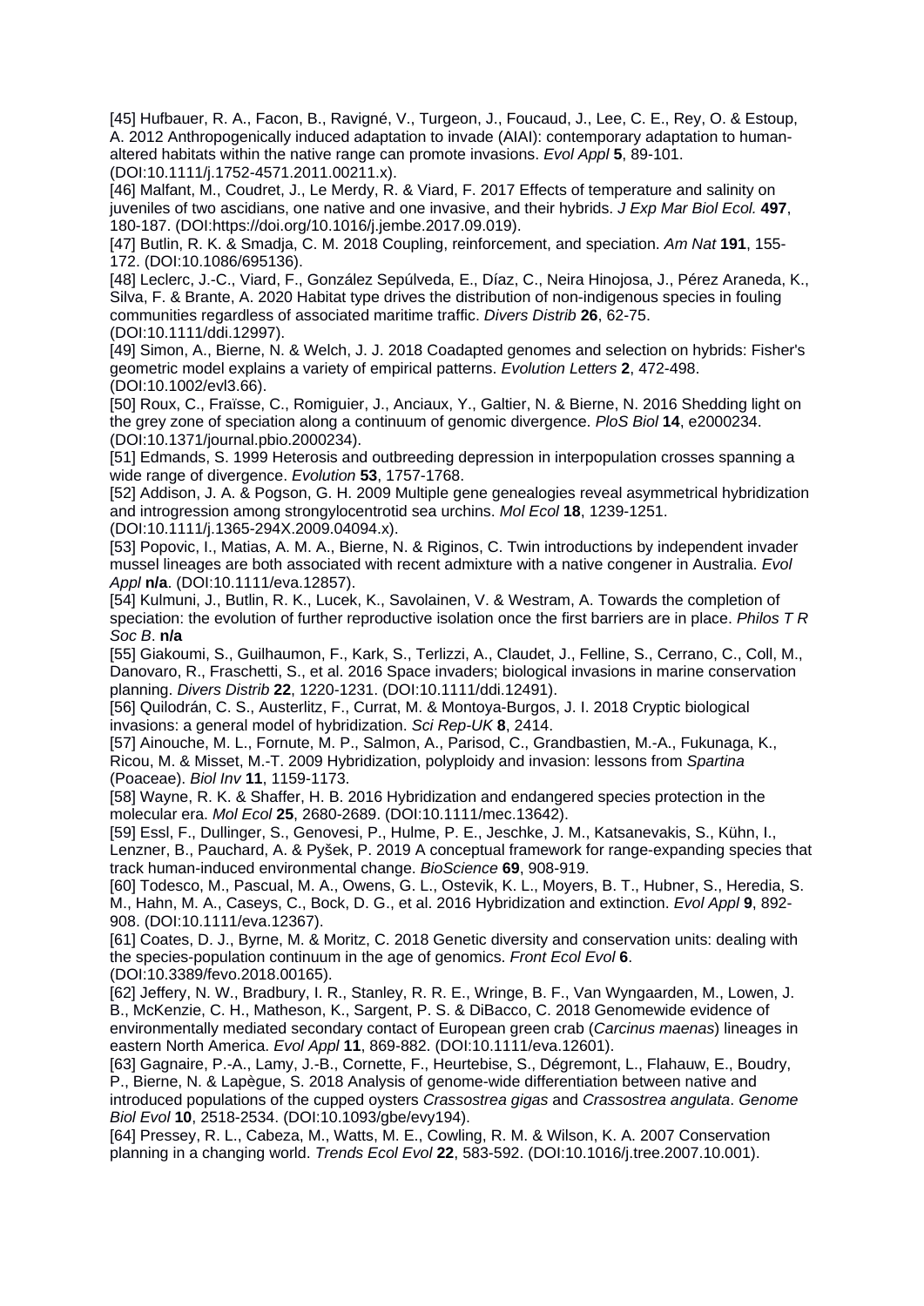[45] Hufbauer, R. A., Facon, B., Ravigné, V., Turgeon, J., Foucaud, J., Lee, C. E., Rey, O. & Estoup, A. 2012 Anthropogenically induced adaptation to invade (AIAI): contemporary adaptation to human-altered habitats within the native range can promote invasions. *Evol Appl* **5**, 89-101. (DOI:10.1111/j.1752-4571.2011.00211.x).

[46] Malfant, M., Coudret, J., Le Merdy, R. & Viard, F. 2017 Effects of temperature and salinity on juveniles of two ascidians, one native and one invasive, and their hybrids. *J Exp Mar Biol Ecol.* **497**, 180-187. (DOI:https://doi.org/10.1016/j.jembe.2017.09.019).

[47] Butlin, R. K. & Smadja, C. M. 2018 Coupling, reinforcement, and speciation. *Am Nat* **191**, 155-172. (DOI:10.1086/695136).

[48] Leclerc, J.-C., Viard, F., González Sepúlveda, E., Díaz, C., Neira Hinojosa, J., Pérez Araneda, K., Silva, F. & Brante, A. 2020 Habitat type drives the distribution of non-indigenous species in fouling communities regardless of associated maritime traffic. *Divers Distrib* **26**, 62-75. (DOI:10.1111/ddi.12997).

[49] Simon, A., Bierne, N. & Welch, J. J. 2018 Coadapted genomes and selection on hybrids: Fisher's geometric model explains a variety of empirical patterns. *Evolution Letters* **2**, 472-498. (DOI:10.1002/evl3.66).

[50] Roux, C., Fraïsse, C., Romiguier, J., Anciaux, Y., Galtier, N. & Bierne, N. 2016 Shedding light on the grey zone of speciation along a continuum of genomic divergence. *PloS Biol* **14**, e2000234. (DOI:10.1371/journal.pbio.2000234).

[51] Edmands, S. 1999 Heterosis and outbreeding depression in interpopulation crosses spanning a wide range of divergence. *Evolution* **53**, 1757-1768.

[52] Addison, J. A. & Pogson, G. H. 2009 Multiple gene genealogies reveal asymmetrical hybridization and introgression among strongylocentrotid sea urchins. *Mol Ecol* **18**, 1239-1251. (DOI:10.1111/j.1365-294X.2009.04094.x).

[53] Popovic, I., Matias, A. M. A., Bierne, N. & Riginos, C. Twin introductions by independent invader mussel lineages are both associated with recent admixture with a native congener in Australia. *Evol Appl* **n/a**. (DOI:10.1111/eva.12857).

[54] Kulmuni, J., Butlin, R. K., Lucek, K., Savolainen, V. & Westram, A. Towards the completion of speciation: the evolution of further reproductive isolation once the first barriers are in place. *Philos T R Soc B*. **n/a**

[55] Giakoumi, S., Guilhaumon, F., Kark, S., Terlizzi, A., Claudet, J., Felline, S., Cerrano, C., Coll, M., Danovaro, R., Fraschetti, S., et al. 2016 Space invaders; biological invasions in marine conservation planning. *Divers Distrib* **22**, 1220-1231. (DOI:10.1111/ddi.12491).

[56] Quilodrán, C. S., Austerlitz, F., Currat, M. & Montoya-Burgos, J. I. 2018 Cryptic biological invasions: a general model of hybridization. *Sci Rep-UK* **8**, 2414.

[57] Ainouche, M. L., Fornute, M. P., Salmon, A., Parisod, C., Grandbastien, M.-A., Fukunaga, K., Ricou, M. & Misset, M.-T. 2009 Hybridization, polyploidy and invasion: lessons from *Spartina* (Poaceae). *Biol Inv* **11**, 1159-1173.

[58] Wayne, R. K. & Shaffer, H. B. 2016 Hybridization and endangered species protection in the molecular era. *Mol Ecol* **25**, 2680-2689. (DOI:10.1111/mec.13642).

[59] Essl, F., Dullinger, S., Genovesi, P., Hulme, P. E., Jeschke, J. M., Katsanevakis, S., Kühn, I., Lenzner, B., Pauchard, A. & Pyšek, P. 2019 A conceptual framework for range-expanding species that track human-induced environmental change. *BioScience* **69**, 908-919.

[60] Todesco, M., Pascual, M. A., Owens, G. L., Ostevik, K. L., Moyers, B. T., Hubner, S., Heredia, S. M., Hahn, M. A., Caseys, C., Bock, D. G., et al. 2016 Hybridization and extinction. *Evol Appl* **9**, 892-908. (DOI:10.1111/eva.12367).

[61] Coates, D. J., Byrne, M. & Moritz, C. 2018 Genetic diversity and conservation units: dealing with the species-population continuum in the age of genomics. *Front Ecol Evol* **6**. (DOI:10.3389/fevo.2018.00165).

[62] Jeffery, N. W., Bradbury, I. R., Stanley, R. R. E., Wringe, B. F., Van Wyngaarden, M., Lowen, J. B., McKenzie, C. H., Matheson, K., Sargent, P. S. & DiBacco, C. 2018 Genomewide evidence of environmentally mediated secondary contact of European green crab (*Carcinus maenas*) lineages in eastern North America. *Evol Appl* **11**, 869-882. (DOI:10.1111/eva.12601).

[63] Gagnaire, P.-A., Lamy, J.-B., Cornette, F., Heurtebise, S., Dégremont, L., Flahauw, E., Boudry, P., Bierne, N. & Lapègue, S. 2018 Analysis of genome-wide differentiation between native and introduced populations of the cupped oysters *Crassostrea gigas* and *Crassostrea angulata*. *Genome Biol Evol* **10**, 2518-2534. (DOI:10.1093/gbe/evy194).

[64] Pressey, R. L., Cabeza, M., Watts, M. E., Cowling, R. M. & Wilson, K. A. 2007 Conservation planning in a changing world. *Trends Ecol Evol* **22**, 583-592. (DOI:10.1016/j.tree.2007.10.001).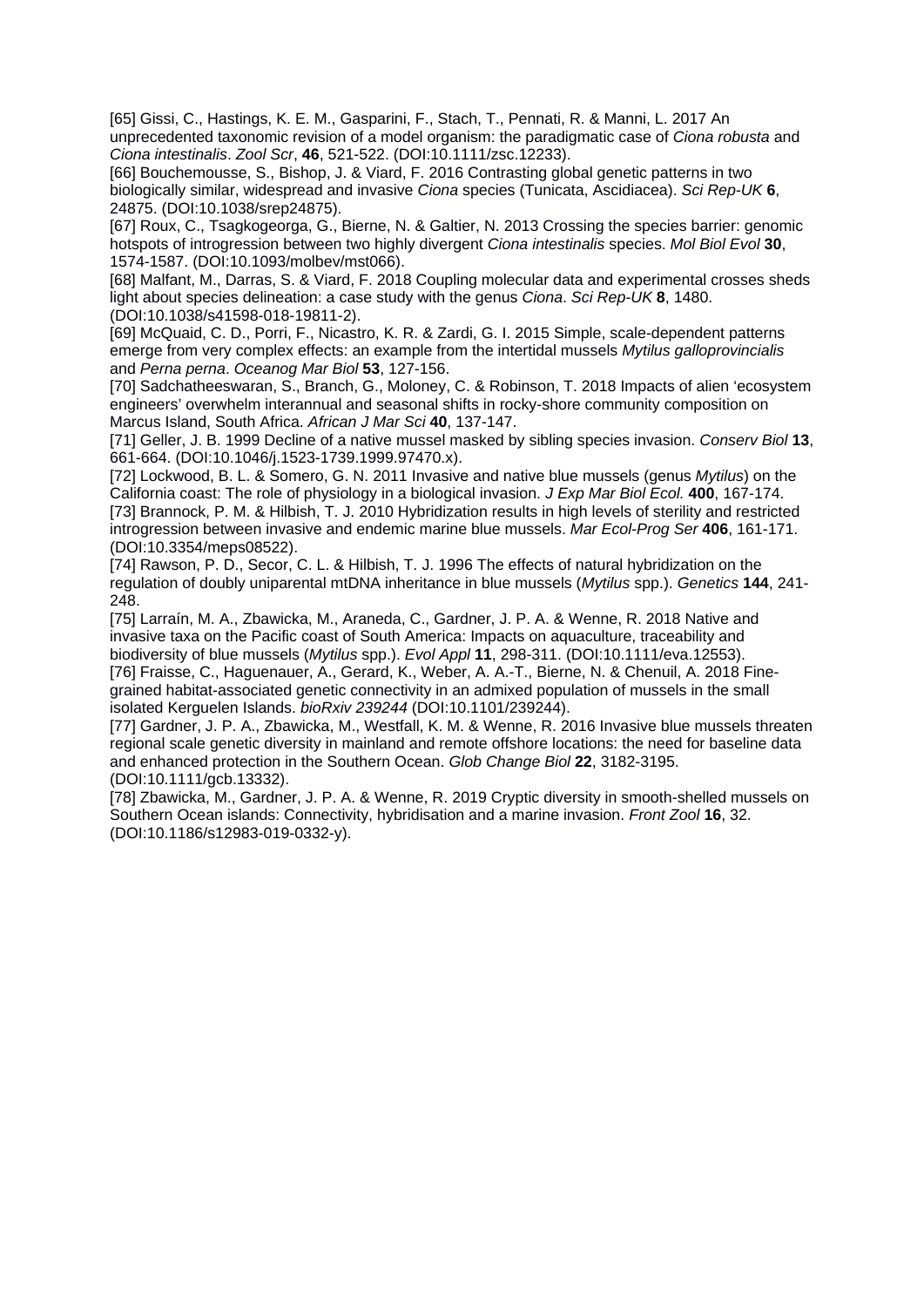[65] Gissi, C., Hastings, K. E. M., Gasparini, F., Stach, T., Pennati, R. & Manni, L. 2017 An unprecedented taxonomic revision of a model organism: the paradigmatic case of *Ciona robusta* and *Ciona intestinalis*. *Zool Scr*, **46**, 521-522. (DOI:10.1111/zsc.12233).

[66] Bouchemousse, S., Bishop, J. & Viard, F. 2016 Contrasting global genetic patterns in two biologically similar, widespread and invasive *Ciona* species (Tunicata, Ascidiacea). *Sci Rep-UK* **6**, 24875. (DOI:10.1038/srep24875).

[67] Roux, C., Tsagkogeorga, G., Bierne, N. & Galtier, N. 2013 Crossing the species barrier: genomic hotspots of introgression between two highly divergent *Ciona intestinalis* species. *Mol Biol Evol* **30**, 1574-1587. (DOI:10.1093/molbev/mst066).

[68] Malfant, M., Darras, S. & Viard, F. 2018 Coupling molecular data and experimental crosses sheds light about species delineation: a case study with the genus *Ciona*. *Sci Rep-UK* **8**, 1480. (DOI:10.1038/s41598-018-19811-2).

[69] McQuaid, C. D., Porri, F., Nicastro, K. R. & Zardi, G. I. 2015 Simple, scale-dependent patterns emerge from very complex effects: an example from the intertidal mussels *Mytilus galloprovincialis* and *Perna perna*. *Oceanog Mar Biol* **53**, 127-156.

[70] Sadchatheeswaran, S., Branch, G., Moloney, C. & Robinson, T. 2018 Impacts of alien 'ecosystem engineers' overwhelm interannual and seasonal shifts in rocky-shore community composition on Marcus Island, South Africa. *African J Mar Sci* **40**, 137-147.

[71] Geller, J. B. 1999 Decline of a native mussel masked by sibling species invasion. *Conserv Biol* **13**, 661-664. (DOI:10.1046/j.1523-1739.1999.97470.x).

[72] Lockwood, B. L. & Somero, G. N. 2011 Invasive and native blue mussels (genus *Mytilus*) on the California coast: The role of physiology in a biological invasion. *J Exp Mar Biol Ecol.* **400**, 167-174.

[73] Brannock, P. M. & Hilbish, T. J. 2010 Hybridization results in high levels of sterility and restricted introgression between invasive and endemic marine blue mussels. *Mar Ecol-Prog Ser* **406**, 161-171. (DOI:10.3354/meps08522).

[74] Rawson, P. D., Secor, C. L. & Hilbish, T. J. 1996 The effects of natural hybridization on the regulation of doubly uniparental mtDNA inheritance in blue mussels (*Mytilus* spp.). *Genetics* **144**, 241-248.

[75] Larraín, M. A., Zbawicka, M., Araneda, C., Gardner, J. P. A. & Wenne, R. 2018 Native and invasive taxa on the Pacific coast of South America: Impacts on aquaculture, traceability and biodiversity of blue mussels (*Mytilus* spp.). *Evol Appl* **11**, 298-311. (DOI:10.1111/eva.12553).

[76] Fraisse, C., Haguenauer, A., Gerard, K., Weber, A. A.-T., Bierne, N. & Chenuil, A. 2018 Fine-grained habitat-associated genetic connectivity in an admixed population of mussels in the small isolated Kerguelen Islands. *bioRxiv 239244* (DOI:10.1101/239244).

[77] Gardner, J. P. A., Zbawicka, M., Westfall, K. M. & Wenne, R. 2016 Invasive blue mussels threaten regional scale genetic diversity in mainland and remote offshore locations: the need for baseline data and enhanced protection in the Southern Ocean. *Glob Change Biol* **22**, 3182-3195. (DOI:10.1111/gcb.13332).

[78] Zbawicka, M., Gardner, J. P. A. & Wenne, R. 2019 Cryptic diversity in smooth-shelled mussels on Southern Ocean islands: Connectivity, hybridisation and a marine invasion. *Front Zool* **16**, 32. (DOI:10.1186/s12983-019-0332-y).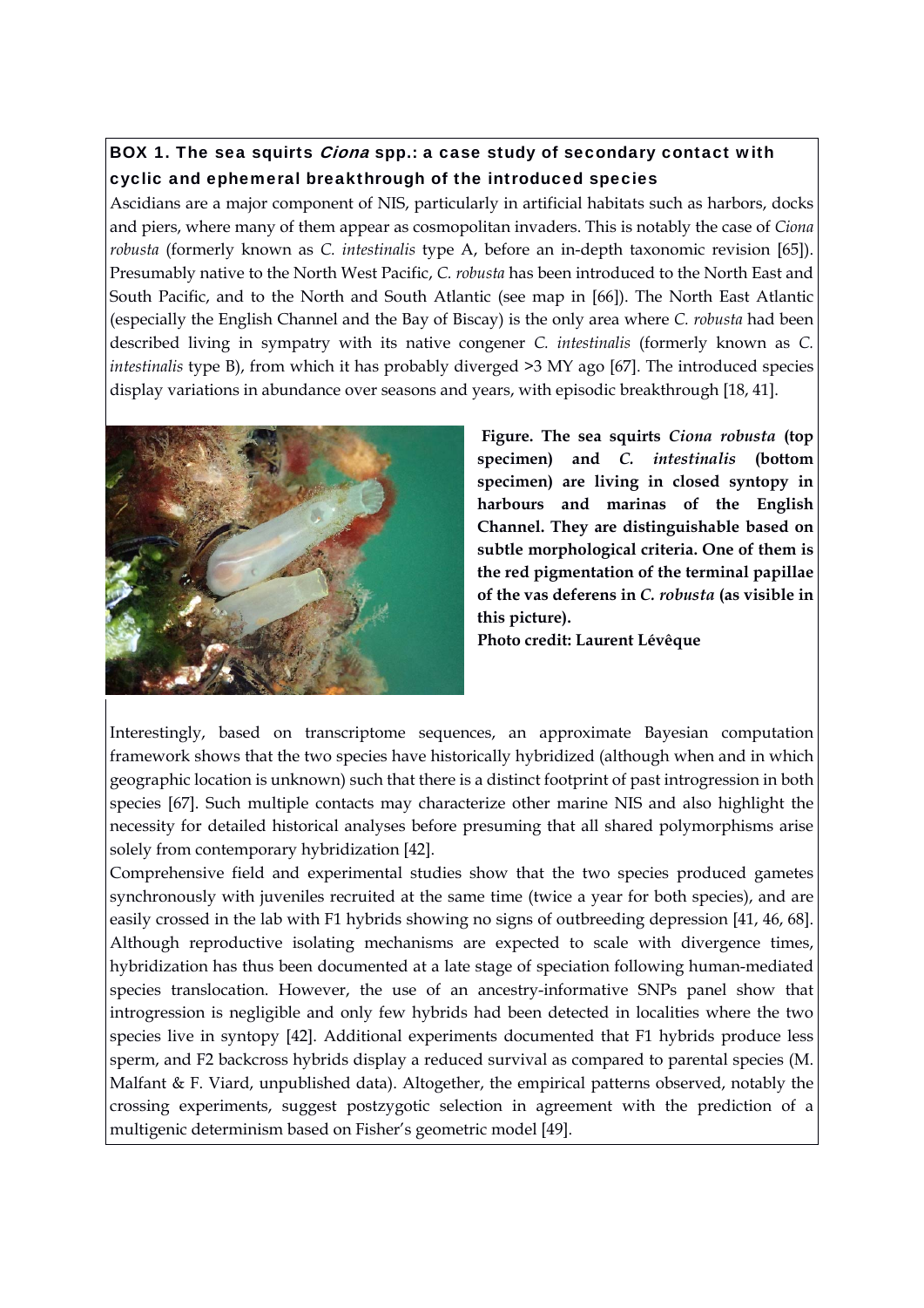**BOX 1. The sea squirts *Ciona* spp.: a case study of secondary contact with cyclic and ephemeral breakthrough of the introduced species**

Ascidians are a major component of NIS, particularly in artificial habitats such as harbors, docks and piers, where many of them appear as cosmopolitan invaders. This is notably the case of *Ciona robusta* (formerly known as *C. intestinalis* type A, before an in-depth taxonomic revision [65]). Presumably native to the North West Pacific, *C. robusta* has been introduced to the North East and South Pacific, and to the North and South Atlantic (see map in [66]). The North East Atlantic (especially the English Channel and the Bay of Biscay) is the only area where *C. robusta* had been described living in sympatry with its native congener *C. intestinalis* (formerly known as *C. intestinalis* type B), from which it has probably diverged >3 MY ago [67]. The introduced species display variations in abundance over seasons and years, with episodic breakthrough [18, 41].

**Figure. The sea squirts *Ciona robusta* (top specimen) and *C. intestinalis* (bottom specimen) are living in closed syntopy in harbours and marinas of the English Channel. They are distinguishable based on subtle morphological criteria. One of them is the red pigmentation of the terminal papillae of the vas deferens in *C. robusta* (as visible in this picture).**
**Photo credit: Laurent Lévêque**

Interestingly, based on transcriptome sequences, an approximate Bayesian computation framework shows that the two species have historically hybridized (although when and in which geographic location is unknown) such that there is a distinct footprint of past introgression in both species [67]. Such multiple contacts may characterize other marine NIS and also highlight the necessity for detailed historical analyses before presuming that all shared polymorphisms arise solely from contemporary hybridization [42].

Comprehensive field and experimental studies show that the two species produced gametes synchronously with juveniles recruited at the same time (twice a year for both species), and are easily crossed in the lab with F1 hybrids showing no signs of outbreeding depression [41, 46, 68]. Although reproductive isolating mechanisms are expected to scale with divergence times, hybridization has thus been documented at a late stage of speciation following human-mediated species translocation. However, the use of an ancestry-informative SNPs panel show that introgression is negligible and only few hybrids had been detected in localities where the two species live in syntopy [42]. Additional experiments documented that F1 hybrids produce less sperm, and F2 backcross hybrids display a reduced survival as compared to parental species (M. Malfant & F. Viard, unpublished data). Altogether, the empirical patterns observed, notably the crossing experiments, suggest postzygotic selection in agreement with the prediction of a multigenic determinism based on Fisher's geometric model [49].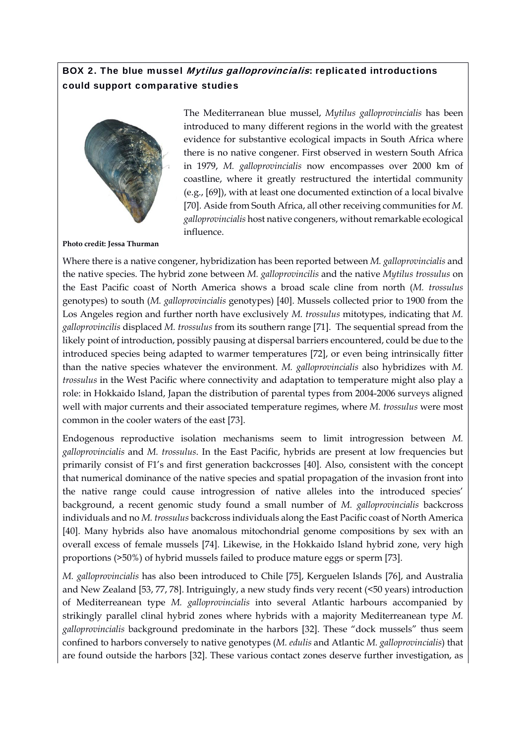### BOX 2. The blue mussel *Mytilus galloprovincialis*: replicated introductions could support comparative studies

The Mediterranean blue mussel, *Mytilus galloprovincialis* has been introduced to many different regions in the world with the greatest evidence for substantive ecological impacts in South Africa where there is no native congener. First observed in western South Africa in 1979, *M. galloprovincialis* now encompasses over 2000 km of coastline, where it greatly restructured the intertidal community (e.g., [69]), with at least one documented extinction of a local bivalve [70]. Aside from South Africa, all other receiving communities for *M. galloprovincialis* host native congeners, without remarkable ecological influence.

**Photo credit: Jessa Thurman**

Where there is a native congener, hybridization has been reported between *M. galloprovincialis* and the native species. The hybrid zone between *M. galloprovincilis* and the native *Mytilus trossulus* on the East Pacific coast of North America shows a broad scale cline from north (*M. trossulus* genotypes) to south (*M. galloprovincialis* genotypes) [40]. Mussels collected prior to 1900 from the Los Angeles region and further north have exclusively *M. trossulus* mitotypes, indicating that *M. galloprovincilis* displaced *M. trossulus* from its southern range [71]. The sequential spread from the likely point of introduction, possibly pausing at dispersal barriers encountered, could be due to the introduced species being adapted to warmer temperatures [72], or even being intrinsically fitter than the native species whatever the environment. *M. galloprovincialis* also hybridizes with *M. trossulus* in the West Pacific where connectivity and adaptation to temperature might also play a role: in Hokkaido Island, Japan the distribution of parental types from 2004-2006 surveys aligned well with major currents and their associated temperature regimes, where *M. trossulus* were most common in the cooler waters of the east [73].

Endogenous reproductive isolation mechanisms seem to limit introgression between *M. galloprovincialis* and *M. trossulus*. In the East Pacific, hybrids are present at low frequencies but primarily consist of F1's and first generation backcrosses [40]. Also, consistent with the concept that numerical dominance of the native species and spatial propagation of the invasion front into the native range could cause introgression of native alleles into the introduced species' background, a recent genomic study found a small number of *M. galloprovincialis* backcross individuals and no *M. trossulus* backcross individuals along the East Pacific coast of North America [40]. Many hybrids also have anomalous mitochondrial genome compositions by sex with an overall excess of female mussels [74]. Likewise, in the Hokkaido Island hybrid zone, very high proportions (>50%) of hybrid mussels failed to produce mature eggs or sperm [73].

*M. galloprovincialis* has also been introduced to Chile [75], Kerguelen Islands [76], and Australia and New Zealand [53, 77, 78]. Intriguingly, a new study finds very recent (<50 years) introduction of Mediterreanean type *M. galloprovincialis* into several Atlantic harbours accompanied by strikingly parallel clinal hybrid zones where hybrids with a majority Mediterreanean type *M. galloprovincialis* background predominate in the harbors [32]. These "dock mussels" thus seem confined to harbors conversely to native genotypes (*M. edulis* and Atlantic *M. galloprovincialis*) that are found outside the harbors [32]. These various contact zones deserve further investigation, as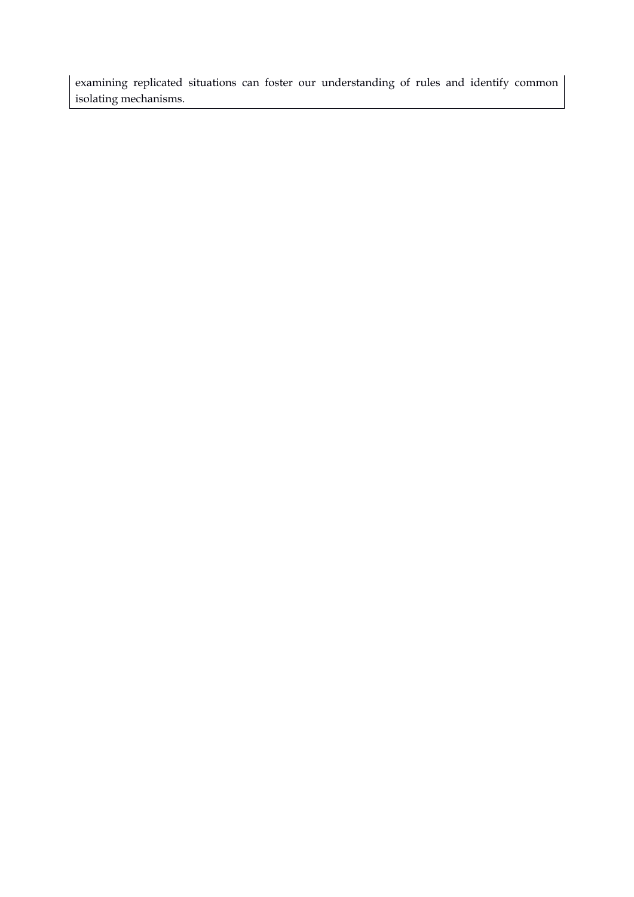examining replicated situations can foster our understanding of rules and identify common isolating mechanisms.